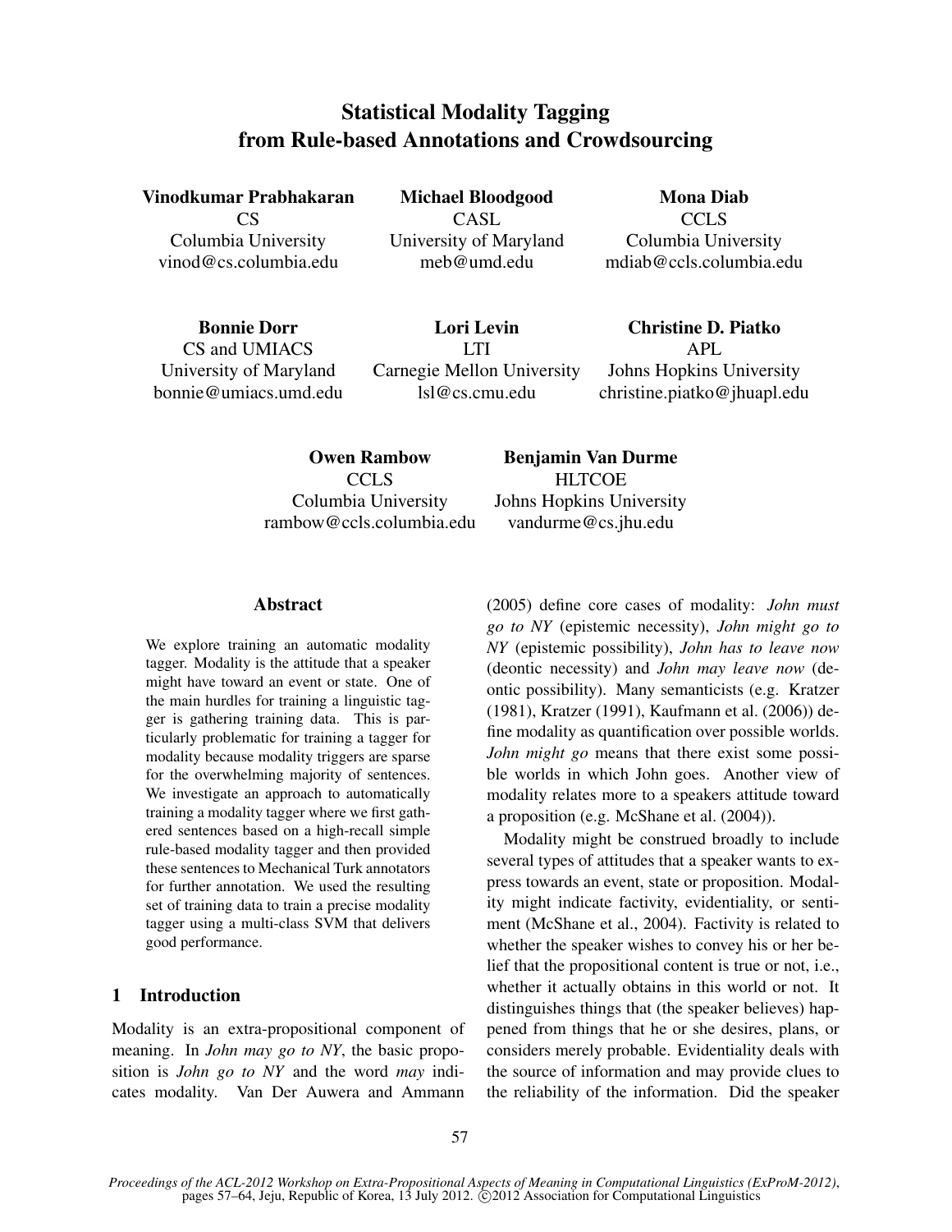# Statistical Modality Tagging from Rule-based Annotations and Crowdsourcing

**Vinodkumar Prabhakaran**
CS
Columbia University
vinod@cs.columbia.edu

**Michael Bloodgood**
CASL
University of Maryland
meb@umd.edu

**Mona Diab**
CCLS
Columbia University
mdiab@ccls.columbia.edu

**Bonnie Dorr**
CS and UMIACS
University of Maryland
bonnie@umiacs.umd.edu

**Lori Levin**
LTI
Carnegie Mellon University
lsl@cs.cmu.edu

**Christine D. Piatko**
APL
Johns Hopkins University
christine.piatko@jhuapl.edu

**Owen Rambow**
CCLS
Columbia University
rambow@ccls.columbia.edu

**Benjamin Van Durme**
HLTCOE
Johns Hopkins University
vandurme@cs.jhu.edu

## Abstract

We explore training an automatic modality tagger. Modality is the attitude that a speaker might have toward an event or state. One of the main hurdles for training a linguistic tagger is gathering training data. This is particularly problematic for training a tagger for modality because modality triggers are sparse for the overwhelming majority of sentences. We investigate an approach to automatically training a modality tagger where we first gathered sentences based on a high-recall simple rule-based modality tagger and then provided these sentences to Mechanical Turk annotators for further annotation. We used the resulting set of training data to train a precise modality tagger using a multi-class SVM that delivers good performance.

## 1 Introduction

Modality is an extra-propositional component of meaning. In *John may go to NY*, the basic proposition is *John go to NY* and the word *may* indicates modality. Van Der Auwera and Ammann (2005) define core cases of modality: *John must go to NY* (epistemic necessity), *John might go to NY* (epistemic possibility), *John has to leave now* (deontic necessity) and *John may leave now* (deontic possibility). Many semanticists (e.g. Kratzer (1981), Kratzer (1991), Kaufmann et al. (2006)) define modality as quantification over possible worlds. *John might go* means that there exist some possible worlds in which John goes. Another view of modality relates more to a speakers attitude toward a proposition (e.g. McShane et al. (2004)).

Modality might be construed broadly to include several types of attitudes that a speaker wants to express towards an event, state or proposition. Modality might indicate factivity, evidentiality, or sentiment (McShane et al., 2004). Factivity is related to whether the speaker wishes to convey his or her belief that the propositional content is true or not, i.e., whether it actually obtains in this world or not. It distinguishes things that (the speaker believes) happened from things that he or she desires, plans, or considers merely probable. Evidentiality deals with the source of information and may provide clues to the reliability of the information. Did the speaker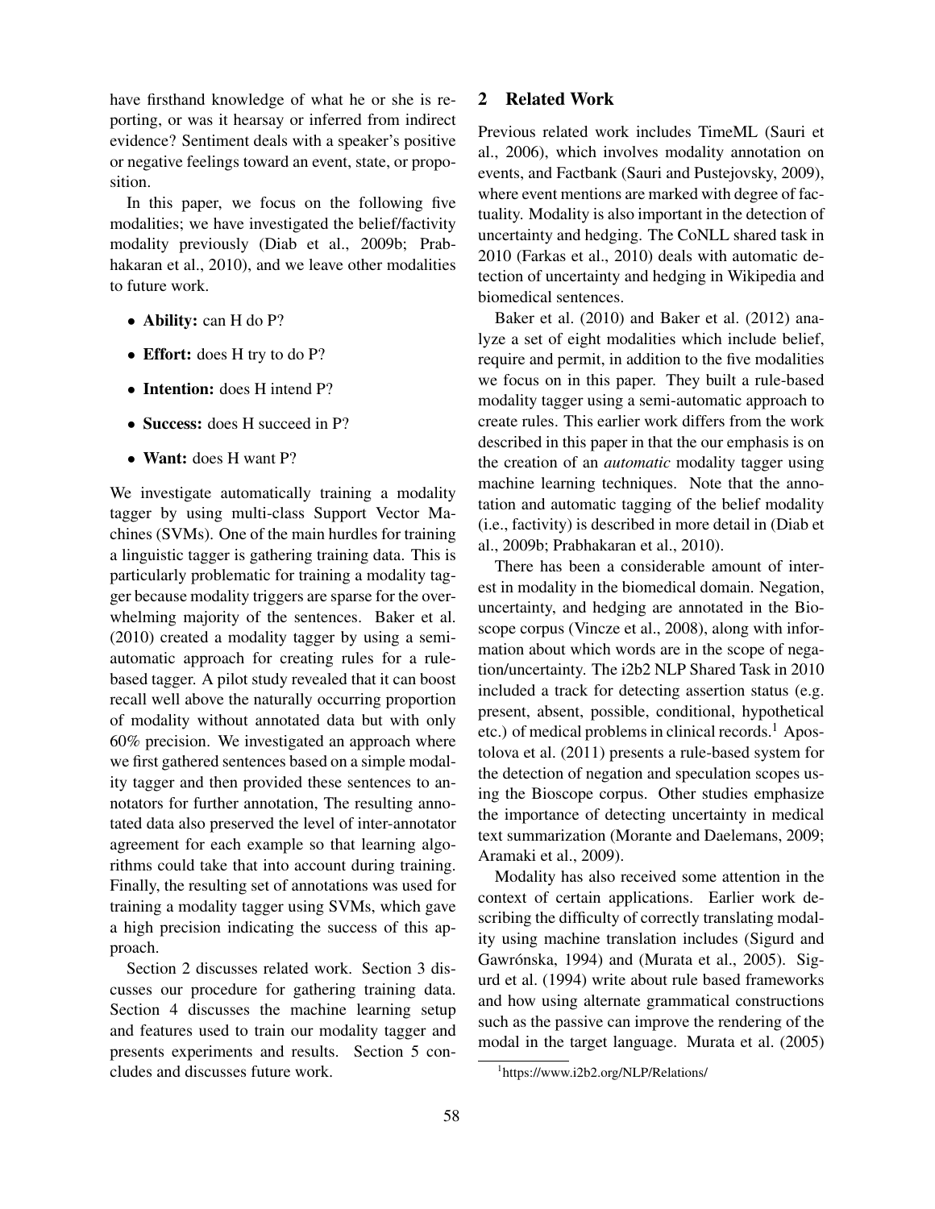have firsthand knowledge of what he or she is reporting, or was it hearsay or inferred from indirect evidence? Sentiment deals with a speaker's positive or negative feelings toward an event, state, or proposition.

In this paper, we focus on the following five modalities; we have investigated the belief/factivity modality previously (Diab et al., 2009b; Prabhakaran et al., 2010), and we leave other modalities to future work.

- **Ability:** can H do P?
- **Effort:** does H try to do P?
- **Intention:** does H intend P?
- **Success:** does H succeed in P?
- **Want:** does H want P?

We investigate automatically training a modality tagger by using multi-class Support Vector Machines (SVMs). One of the main hurdles for training a linguistic tagger is gathering training data. This is particularly problematic for training a modality tagger because modality triggers are sparse for the overwhelming majority of the sentences. Baker et al. (2010) created a modality tagger by using a semi-automatic approach for creating rules for a rule-based tagger. A pilot study revealed that it can boost recall well above the naturally occurring proportion of modality without annotated data but with only 60% precision. We investigated an approach where we first gathered sentences based on a simple modality tagger and then provided these sentences to annotators for further annotation, The resulting annotated data also preserved the level of inter-annotator agreement for each example so that learning algorithms could take that into account during training. Finally, the resulting set of annotations was used for training a modality tagger using SVMs, which gave a high precision indicating the success of this approach.

Section 2 discusses related work. Section 3 discusses our procedure for gathering training data. Section 4 discusses the machine learning setup and features used to train our modality tagger and presents experiments and results. Section 5 concludes and discusses future work.

## 2 Related Work

Previous related work includes TimeML (Sauri et al., 2006), which involves modality annotation on events, and Factbank (Sauri and Pustejovsky, 2009), where event mentions are marked with degree of factuality. Modality is also important in the detection of uncertainty and hedging. The CoNLL shared task in 2010 (Farkas et al., 2010) deals with automatic detection of uncertainty and hedging in Wikipedia and biomedical sentences.

Baker et al. (2010) and Baker et al. (2012) analyze a set of eight modalities which include belief, require and permit, in addition to the five modalities we focus on in this paper. They built a rule-based modality tagger using a semi-automatic approach to create rules. This earlier work differs from the work described in this paper in that the our emphasis is on the creation of an *automatic* modality tagger using machine learning techniques. Note that the annotation and automatic tagging of the belief modality (i.e., factivity) is described in more detail in (Diab et al., 2009b; Prabhakaran et al., 2010).

There has been a considerable amount of interest in modality in the biomedical domain. Negation, uncertainty, and hedging are annotated in the Bioscope corpus (Vincze et al., 2008), along with information about which words are in the scope of negation/uncertainty. The i2b2 NLP Shared Task in 2010 included a track for detecting assertion status (e.g. present, absent, possible, conditional, hypothetical etc.) of medical problems in clinical records.[1] Apostolova et al. (2011) presents a rule-based system for the detection of negation and speculation scopes using the Bioscope corpus. Other studies emphasize the importance of detecting uncertainty in medical text summarization (Morante and Daelemans, 2009; Aramaki et al., 2009).

Modality has also received some attention in the context of certain applications. Earlier work describing the difficulty of correctly translating modality using machine translation includes (Sigurd and Gawrónska, 1994) and (Murata et al., 2005). Sigurd et al. (1994) write about rule based frameworks and how using alternate grammatical constructions such as the passive can improve the rendering of the modal in the target language. Murata et al. (2005)

[1] https://www.i2b2.org/NLP/Relations/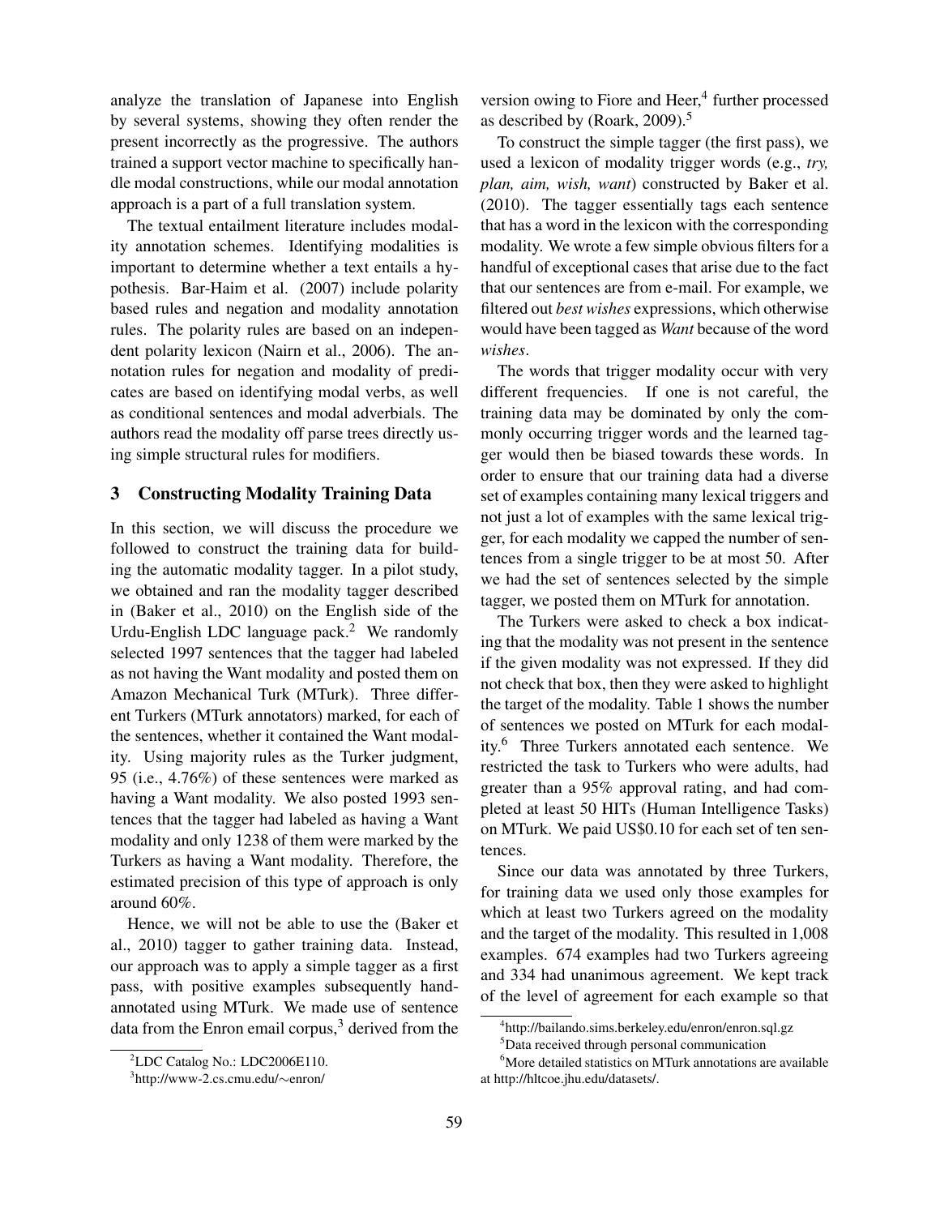analyze the translation of Japanese into English by several systems, showing they often render the present incorrectly as the progressive. The authors trained a support vector machine to specifically handle modal constructions, while our modal annotation approach is a part of a full translation system.

The textual entailment literature includes modality annotation schemes. Identifying modalities is important to determine whether a text entails a hypothesis. Bar-Haim et al. (2007) include polarity based rules and negation and modality annotation rules. The polarity rules are based on an independent polarity lexicon (Nairn et al., 2006). The annotation rules for negation and modality of predicates are based on identifying modal verbs, as well as conditional sentences and modal adverbials. The authors read the modality off parse trees directly using simple structural rules for modifiers.

## 3 Constructing Modality Training Data

In this section, we will discuss the procedure we followed to construct the training data for building the automatic modality tagger. In a pilot study, we obtained and ran the modality tagger described in (Baker et al., 2010) on the English side of the Urdu-English LDC language pack.[2] We randomly selected 1997 sentences that the tagger had labeled as not having the Want modality and posted them on Amazon Mechanical Turk (MTurk). Three different Turkers (MTurk annotators) marked, for each of the sentences, whether it contained the Want modality. Using majority rules as the Turker judgment, 95 (i.e., 4.76%) of these sentences were marked as having a Want modality. We also posted 1993 sentences that the tagger had labeled as having a Want modality and only 1238 of them were marked by the Turkers as having a Want modality. Therefore, the estimated precision of this type of approach is only around 60%.

Hence, we will not be able to use the (Baker et al., 2010) tagger to gather training data. Instead, our approach was to apply a simple tagger as a first pass, with positive examples subsequently hand-annotated using MTurk. We made use of sentence data from the Enron email corpus,[3] derived from the version owing to Fiore and Heer,[4] further processed as described by (Roark, 2009).[5]

To construct the simple tagger (the first pass), we used a lexicon of modality trigger words (e.g., *try, plan, aim, wish, want*) constructed by Baker et al. (2010). The tagger essentially tags each sentence that has a word in the lexicon with the corresponding modality. We wrote a few simple obvious filters for a handful of exceptional cases that arise due to the fact that our sentences are from e-mail. For example, we filtered out *best wishes* expressions, which otherwise would have been tagged as *Want* because of the word *wishes*.

The words that trigger modality occur with very different frequencies. If one is not careful, the training data may be dominated by only the commonly occurring trigger words and the learned tagger would then be biased towards these words. In order to ensure that our training data had a diverse set of examples containing many lexical triggers and not just a lot of examples with the same lexical trigger, for each modality we capped the number of sentences from a single trigger to be at most 50. After we had the set of sentences selected by the simple tagger, we posted them on MTurk for annotation.

The Turkers were asked to check a box indicating that the modality was not present in the sentence if the given modality was not expressed. If they did not check that box, then they were asked to highlight the target of the modality. Table 1 shows the number of sentences we posted on MTurk for each modality.[6] Three Turkers annotated each sentence. We restricted the task to Turkers who were adults, had greater than a 95% approval rating, and had completed at least 50 HITs (Human Intelligence Tasks) on MTurk. We paid US$0.10 for each set of ten sentences.

Since our data was annotated by three Turkers, for training data we used only those examples for which at least two Turkers agreed on the modality and the target of the modality. This resulted in 1,008 examples. 674 examples had two Turkers agreeing and 334 had unanimous agreement. We kept track of the level of agreement for each example so that

[2] LDC Catalog No.: LDC2006E110.

[3] http://www-2.cs.cmu.edu/∼enron/

[4] http://bailando.sims.berkeley.edu/enron/enron.sql.gz

[5] Data received through personal communication

[6] More detailed statistics on MTurk annotations are available at http://hltcoe.jhu.edu/datasets/.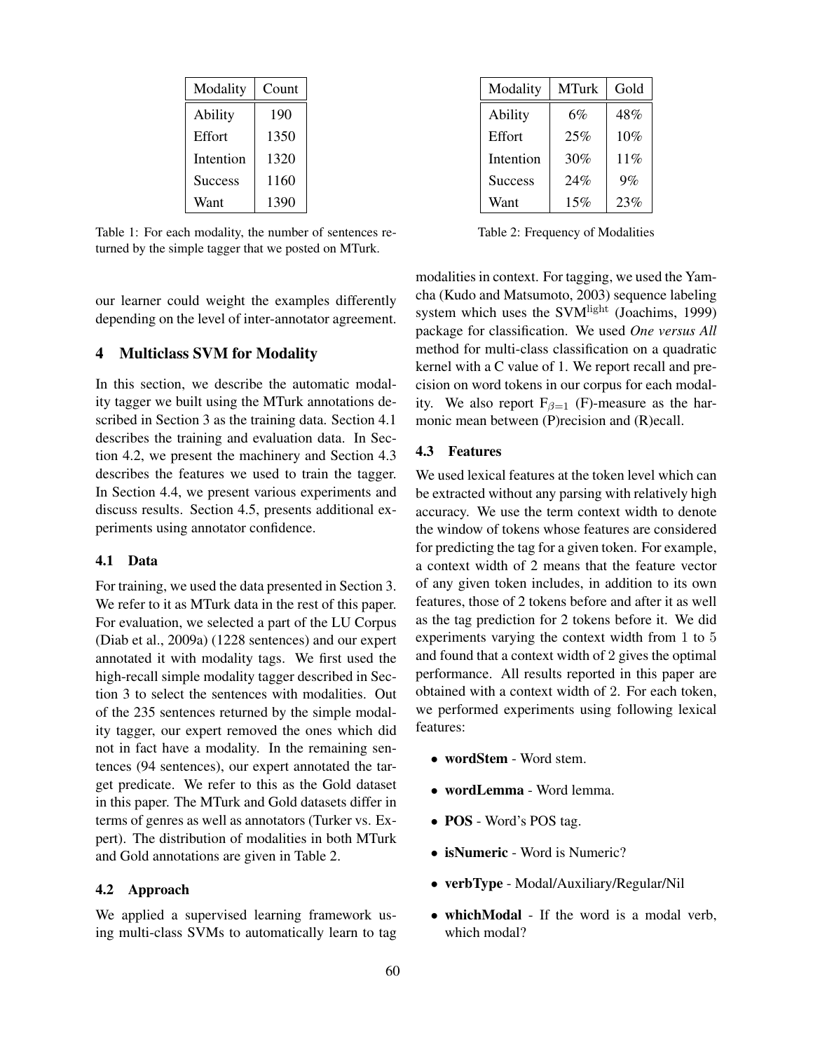| Modality | Count |
| --- | --- |
| Ability | 190 |
| Effort | 1350 |
| Intention | 1320 |
| Success | 1160 |
| Want | 1390 |

Table 1: For each modality, the number of sentences returned by the simple tagger that we posted on MTurk.

| Modality | MTurk | Gold |
| --- | --- | --- |
| Ability | 6% | 48% |
| Effort | 25% | 10% |
| Intention | 30% | 11% |
| Success | 24% | 9% |
| Want | 15% | 23% |

Table 2: Frequency of Modalities

our learner could weight the examples differently depending on the level of inter-annotator agreement.

## 4 Multiclass SVM for Modality

In this section, we describe the automatic modality tagger we built using the MTurk annotations described in Section 3 as the training data. Section 4.1 describes the training and evaluation data. In Section 4.2, we present the machinery and Section 4.3 describes the features we used to train the tagger. In Section 4.4, we present various experiments and discuss results. Section 4.5, presents additional experiments using annotator confidence.

### 4.1 Data

For training, we used the data presented in Section 3. We refer to it as MTurk data in the rest of this paper. For evaluation, we selected a part of the LU Corpus (Diab et al., 2009a) (1228 sentences) and our expert annotated it with modality tags. We first used the high-recall simple modality tagger described in Section 3 to select the sentences with modalities. Out of the 235 sentences returned by the simple modality tagger, our expert removed the ones which did not in fact have a modality. In the remaining sentences (94 sentences), our expert annotated the target predicate. We refer to this as the Gold dataset in this paper. The MTurk and Gold datasets differ in terms of genres as well as annotators (Turker vs. Expert). The distribution of modalities in both MTurk and Gold annotations are given in Table 2.

### 4.2 Approach

We applied a supervised learning framework using multi-class SVMs to automatically learn to tag modalities in context. For tagging, we used the Yamcha (Kudo and Matsumoto, 2003) sequence labeling system which uses the SVM$^{light}$ (Joachims, 1999) package for classification. We used *One versus All* method for multi-class classification on a quadratic kernel with a C value of 1. We report recall and precision on word tokens in our corpus for each modality. We also report $F_{\beta=1}$ (F)-measure as the harmonic mean between (P)recision and (R)ecall.

### 4.3 Features

We used lexical features at the token level which can be extracted without any parsing with relatively high accuracy. We use the term context width to denote the window of tokens whose features are considered for predicting the tag for a given token. For example, a context width of 2 means that the feature vector of any given token includes, in addition to its own features, those of 2 tokens before and after it as well as the tag prediction for 2 tokens before it. We did experiments varying the context width from 1 to 5 and found that a context width of 2 gives the optimal performance. All results reported in this paper are obtained with a context width of 2. For each token, we performed experiments using following lexical features:

- **wordStem** - Word stem.
- **wordLemma** - Word lemma.
- **POS** - Word's POS tag.
- **isNumeric** - Word is Numeric?
- **verbType** - Modal/Auxiliary/Regular/Nil
- **whichModal** - If the word is a modal verb, which modal?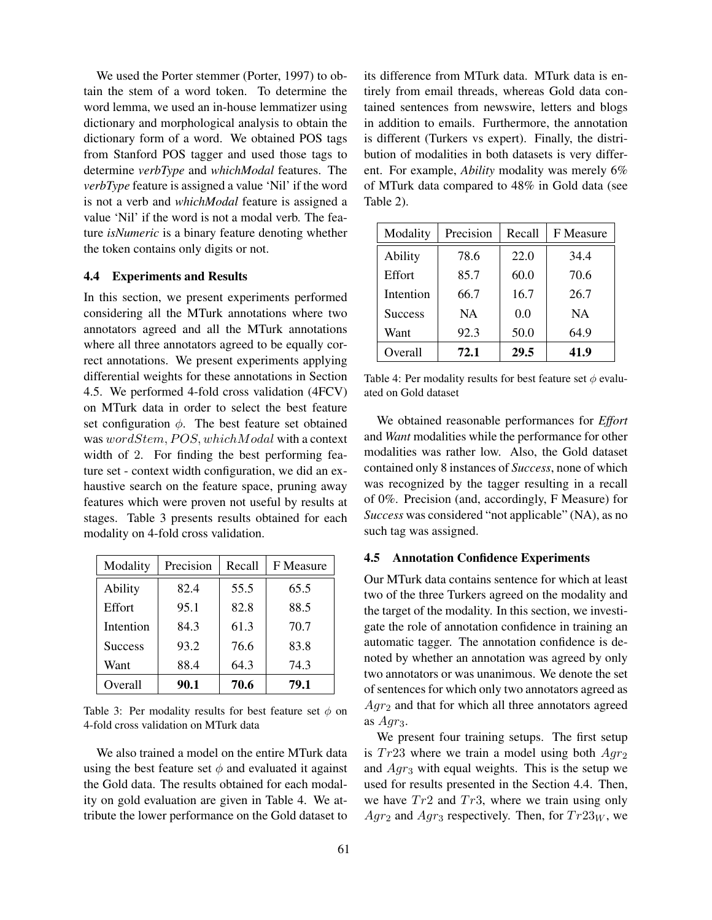We used the Porter stemmer (Porter, 1997) to obtain the stem of a word token. To determine the word lemma, we used an in-house lemmatizer using dictionary and morphological analysis to obtain the dictionary form of a word. We obtained POS tags from Stanford POS tagger and used those tags to determine *verbType* and *whichModal* features. The *verbType* feature is assigned a value 'Nil' if the word is not a verb and *whichModal* feature is assigned a value 'Nil' if the word is not a modal verb. The feature *isNumeric* is a binary feature denoting whether the token contains only digits or not.

### 4.4 Experiments and Results

In this section, we present experiments performed considering all the MTurk annotations where two annotators agreed and all the MTurk annotations where all three annotators agreed to be equally correct annotations. We present experiments applying differential weights for these annotations in Section 4.5. We performed 4-fold cross validation (4FCV) on MTurk data in order to select the best feature set configuration $\phi$. The best feature set obtained was $wordStem, POS, whichModal$ with a context width of 2. For finding the best performing feature set - context width configuration, we did an exhaustive search on the feature space, pruning away features which were proven not useful by results at stages. Table 3 presents results obtained for each modality on 4-fold cross validation.

| Modality | Precision | Recall | F Measure |
|---|---|---|---|
| Ability | 82.4 | 55.5 | 65.5 |
| Effort | 95.1 | 82.8 | 88.5 |
| Intention | 84.3 | 61.3 | 70.7 |
| Success | 93.2 | 76.6 | 83.8 |
| Want | 88.4 | 64.3 | 74.3 |
| Overall | **90.1** | **70.6** | **79.1** |

Table 3: Per modality results for best feature set $\phi$ on 4-fold cross validation on MTurk data

We also trained a model on the entire MTurk data using the best feature set $\phi$ and evaluated it against the Gold data. The results obtained for each modality on gold evaluation are given in Table 4. We attribute the lower performance on the Gold dataset to its difference from MTurk data. MTurk data is entirely from email threads, whereas Gold data contained sentences from newswire, letters and blogs in addition to emails. Furthermore, the annotation is different (Turkers vs expert). Finally, the distribution of modalities in both datasets is very different. For example, *Ability* modality was merely 6% of MTurk data compared to 48% in Gold data (see Table 2).

| Modality | Precision | Recall | F Measure |
|---|---|---|---|
| Ability | 78.6 | 22.0 | 34.4 |
| Effort | 85.7 | 60.0 | 70.6 |
| Intention | 66.7 | 16.7 | 26.7 |
| Success | NA | 0.0 | NA |
| Want | 92.3 | 50.0 | 64.9 |
| Overall | **72.1** | **29.5** | **41.9** |

Table 4: Per modality results for best feature set $\phi$ evaluated on Gold dataset

We obtained reasonable performances for *Effort* and *Want* modalities while the performance for other modalities was rather low. Also, the Gold dataset contained only 8 instances of *Success*, none of which was recognized by the tagger resulting in a recall of 0%. Precision (and, accordingly, F Measure) for *Success* was considered "not applicable" (NA), as no such tag was assigned.

### 4.5 Annotation Confidence Experiments

Our MTurk data contains sentence for which at least two of the three Turkers agreed on the modality and the target of the modality. In this section, we investigate the role of annotation confidence in training an automatic tagger. The annotation confidence is denoted by whether an annotation was agreed by only two annotators or was unanimous. We denote the set of sentences for which only two annotators agreed as $Agr_2$ and that for which all three annotators agreed as $Agr_3$.

We present four training setups. The first setup is $Tr23$ where we train a model using both $Agr_2$ and $Agr_3$ with equal weights. This is the setup we used for results presented in the Section 4.4. Then, we have $Tr2$ and $Tr3$, where we train using only $Agr_2$ and $Agr_3$ respectively. Then, for $Tr23_W$, we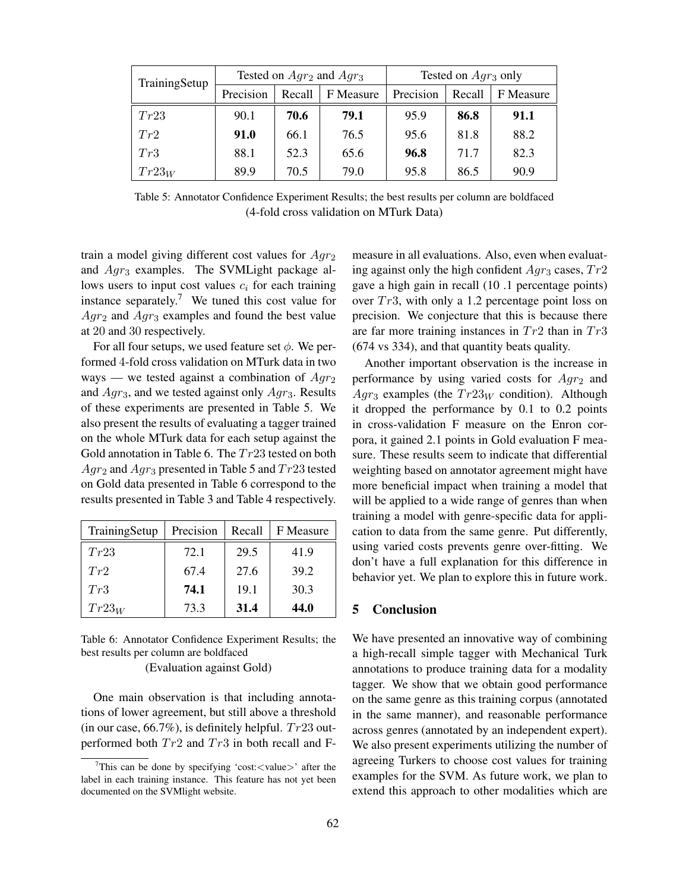| TrainingSetup | Tested on $Agr_2$ and $Agr_3$ | | | Tested on $Agr_3$ only | | |
|---|---|---|---|---|---|---|
| | Precision | Recall | F Measure | Precision | Recall | F Measure |
| $Tr23$ | 90.1 | **70.6** | **79.1** | 95.9 | **86.8** | **91.1** |
| $Tr2$ | **91.0** | 66.1 | 76.5 | 95.6 | 81.8 | 88.2 |
| $Tr3$ | 88.1 | 52.3 | 65.6 | **96.8** | 71.7 | 82.3 |
| $Tr23_W$ | 89.9 | 70.5 | 79.0 | 95.8 | 86.5 | 90.9 |

Table 5: Annotator Confidence Experiment Results; the best results per column are boldfaced (4-fold cross validation on MTurk Data)

train a model giving different cost values for $Agr_2$ and $Agr_3$ examples. The SVMLight package allows users to input cost values $c_i$ for each training instance separately.[7] We tuned this cost value for $Agr_2$ and $Agr_3$ examples and found the best value at 20 and 30 respectively.

For all four setups, we used feature set $\phi$. We performed 4-fold cross validation on MTurk data in two ways — we tested against a combination of $Agr_2$ and $Agr_3$, and we tested against only $Agr_3$. Results of these experiments are presented in Table 5. We also present the results of evaluating a tagger trained on the whole MTurk data for each setup against the Gold annotation in Table 6. The $Tr23$ tested on both $Agr_2$ and $Agr_3$ presented in Table 5 and $Tr23$ tested on Gold data presented in Table 6 correspond to the results presented in Table 3 and Table 4 respectively.

| TrainingSetup | Precision | Recall | F Measure |
|---|---|---|---|
| $Tr23$ | 72.1 | 29.5 | 41.9 |
| $Tr2$ | 67.4 | 27.6 | 39.2 |
| $Tr3$ | **74.1** | 19.1 | 30.3 |
| $Tr23_W$ | 73.3 | **31.4** | **44.0** |

Table 6: Annotator Confidence Experiment Results; the best results per column are boldfaced (Evaluation against Gold)

One main observation is that including annotations of lower agreement, but still above a threshold (in our case, 66.7%), is definitely helpful. $Tr23$ outperformed both $Tr2$ and $Tr3$ in both recall and F-measure in all evaluations. Also, even when evaluating against only the high confident $Agr_3$ cases, $Tr2$ gave a high gain in recall (10 .1 percentage points) over $Tr3$, with only a 1.2 percentage point loss on precision. We conjecture that this is because there are far more training instances in $Tr2$ than in $Tr3$ (674 vs 334), and that quantity beats quality.

Another important observation is the increase in performance by using varied costs for $Agr_2$ and $Agr_3$ examples (the $Tr23_W$ condition). Although it dropped the performance by 0.1 to 0.2 points in cross-validation F measure on the Enron corpora, it gained 2.1 points in Gold evaluation F measure. These results seem to indicate that differential weighting based on annotator agreement might have more beneficial impact when training a model that will be applied to a wide range of genres than when training a model with genre-specific data for application to data from the same genre. Put differently, using varied costs prevents genre over-fitting. We don't have a full explanation for this difference in behavior yet. We plan to explore this in future work.

## 5 Conclusion

We have presented an innovative way of combining a high-recall simple tagger with Mechanical Turk annotations to produce training data for a modality tagger. We show that we obtain good performance on the same genre as this training corpus (annotated in the same manner), and reasonable performance across genres (annotated by an independent expert). We also present experiments utilizing the number of agreeing Turkers to choose cost values for training examples for the SVM. As future work, we plan to extend this approach to other modalities which are

[7] This can be done by specifying 'cost:<value>' after the label in each training instance. This feature has not yet been documented on the SVMlight website.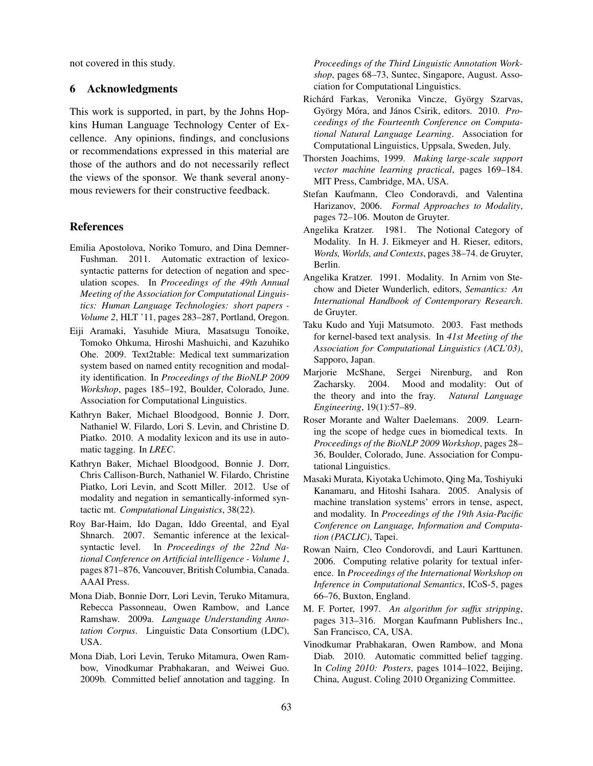not covered in this study.

## 6 Acknowledgments

This work is supported, in part, by the Johns Hopkins Human Language Technology Center of Excellence. Any opinions, findings, and conclusions or recommendations expressed in this material are those of the authors and do not necessarily reflect the views of the sponsor. We thank several anonymous reviewers for their constructive feedback.

## References

Emilia Apostolova, Noriko Tomuro, and Dina Demner-Fushman. 2011. Automatic extraction of lexico-syntactic patterns for detection of negation and speculation scopes. In *Proceedings of the 49th Annual Meeting of the Association for Computational Linguistics: Human Language Technologies: short papers - Volume 2*, HLT '11, pages 283–287, Portland, Oregon.

Eiji Aramaki, Yasuhide Miura, Masatsugu Tonoike, Tomoko Ohkuma, Hiroshi Mashuichi, and Kazuhiko Ohe. 2009. Text2table: Medical text summarization system based on named entity recognition and modality identification. In *Proceedings of the BioNLP 2009 Workshop*, pages 185–192, Boulder, Colorado, June. Association for Computational Linguistics.

Kathryn Baker, Michael Bloodgood, Bonnie J. Dorr, Nathaniel W. Filardo, Lori S. Levin, and Christine D. Piatko. 2010. A modality lexicon and its use in automatic tagging. In *LREC*.

Kathryn Baker, Michael Bloodgood, Bonnie J. Dorr, Chris Callison-Burch, Nathaniel W. Filardo, Christine Piatko, Lori Levin, and Scott Miller. 2012. Use of modality and negation in semantically-informed syntactic mt. *Computational Linguistics*, 38(22).

Roy Bar-Haim, Ido Dagan, Iddo Greental, and Eyal Shnarch. 2007. Semantic inference at the lexical-syntactic level. In *Proceedings of the 22nd National Conference on Artificial intelligence - Volume 1*, pages 871–876, Vancouver, British Columbia, Canada. AAAI Press.

Mona Diab, Bonnie Dorr, Lori Levin, Teruko Mitamura, Rebecca Passonneau, Owen Rambow, and Lance Ramshaw. 2009a. *Language Understanding Annotation Corpus*. Linguistic Data Consortium (LDC), USA.

Mona Diab, Lori Levin, Teruko Mitamura, Owen Rambow, Vinodkumar Prabhakaran, and Weiwei Guo. 2009b. Committed belief annotation and tagging. In *Proceedings of the Third Linguistic Annotation Workshop*, pages 68–73, Suntec, Singapore, August. Association for Computational Linguistics.

Richárd Farkas, Veronika Vincze, György Szarvas, György Móra, and János Csirik, editors. 2010. *Proceedings of the Fourteenth Conference on Computational Natural Language Learning*. Association for Computational Linguistics, Uppsala, Sweden, July.

Thorsten Joachims, 1999. *Making large-scale support vector machine learning practical*, pages 169–184. MIT Press, Cambridge, MA, USA.

Stefan Kaufmann, Cleo Condoravdi, and Valentina Harizanov, 2006. *Formal Approaches to Modality*, pages 72–106. Mouton de Gruyter.

Angelika Kratzer. 1981. The Notional Category of Modality. In H. J. Eikmeyer and H. Rieser, editors, *Words, Worlds, and Contexts*, pages 38–74. de Gruyter, Berlin.

Angelika Kratzer. 1991. Modality. In Arnim von Stechow and Dieter Wunderlich, editors, *Semantics: An International Handbook of Contemporary Research*. de Gruyter.

Taku Kudo and Yuji Matsumoto. 2003. Fast methods for kernel-based text analysis. In *41st Meeting of the Association for Computational Linguistics (ACL'03)*, Sapporo, Japan.

Marjorie McShane, Sergei Nirenburg, and Ron Zacharsky. 2004. Mood and modality: Out of the theory and into the fray. *Natural Language Engineering*, 19(1):57–89.

Roser Morante and Walter Daelemans. 2009. Learning the scope of hedge cues in biomedical texts. In *Proceedings of the BioNLP 2009 Workshop*, pages 28–36, Boulder, Colorado, June. Association for Computational Linguistics.

Masaki Murata, Kiyotaka Uchimoto, Qing Ma, Toshiyuki Kanamaru, and Hitoshi Isahara. 2005. Analysis of machine translation systems' errors in tense, aspect, and modality. In *Proceedings of the 19th Asia-Pacific Conference on Language, Information and Computation (PACLIC)*, Tapei.

Rowan Nairn, Cleo Condorovdi, and Lauri Karttunen. 2006. Computing relative polarity for textual inference. In *Proceedings of the International Workshop on Inference in Computational Semantics*, ICoS-5, pages 66–76, Buxton, England.

M. F. Porter, 1997. *An algorithm for suffix stripping*, pages 313–316. Morgan Kaufmann Publishers Inc., San Francisco, CA, USA.

Vinodkumar Prabhakaran, Owen Rambow, and Mona Diab. 2010. Automatic committed belief tagging. In *Coling 2010: Posters*, pages 1014–1022, Beijing, China, August. Coling 2010 Organizing Committee.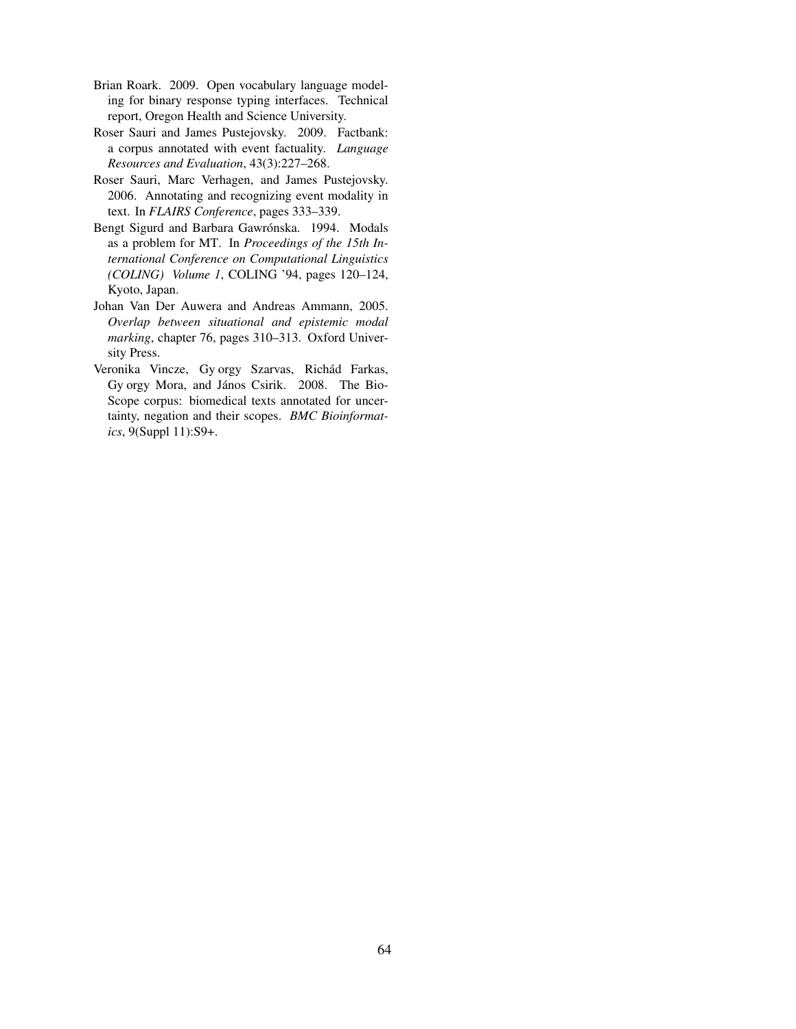Brian Roark. 2009. Open vocabulary language modeling for binary response typing interfaces. Technical report, Oregon Health and Science University.

Roser Sauri and James Pustejovsky. 2009. Factbank: a corpus annotated with event factuality. *Language Resources and Evaluation*, 43(3):227–268.

Roser Sauri, Marc Verhagen, and James Pustejovsky. 2006. Annotating and recognizing event modality in text. In *FLAIRS Conference*, pages 333–339.

Bengt Sigurd and Barbara Gawrónska. 1994. Modals as a problem for MT. In *Proceedings of the 15th International Conference on Computational Linguistics (COLING) Volume 1*, COLING '94, pages 120–124, Kyoto, Japan.

Johan Van Der Auwera and Andreas Ammann, 2005. *Overlap between situational and epistemic modal marking*, chapter 76, pages 310–313. Oxford University Press.

Veronika Vincze, Gy orgy Szarvas, Richád Farkas, Gy orgy Mora, and János Csirik. 2008. The BioScope corpus: biomedical texts annotated for uncertainty, negation and their scopes. *BMC Bioinformatics*, 9(Suppl 11):S9+.